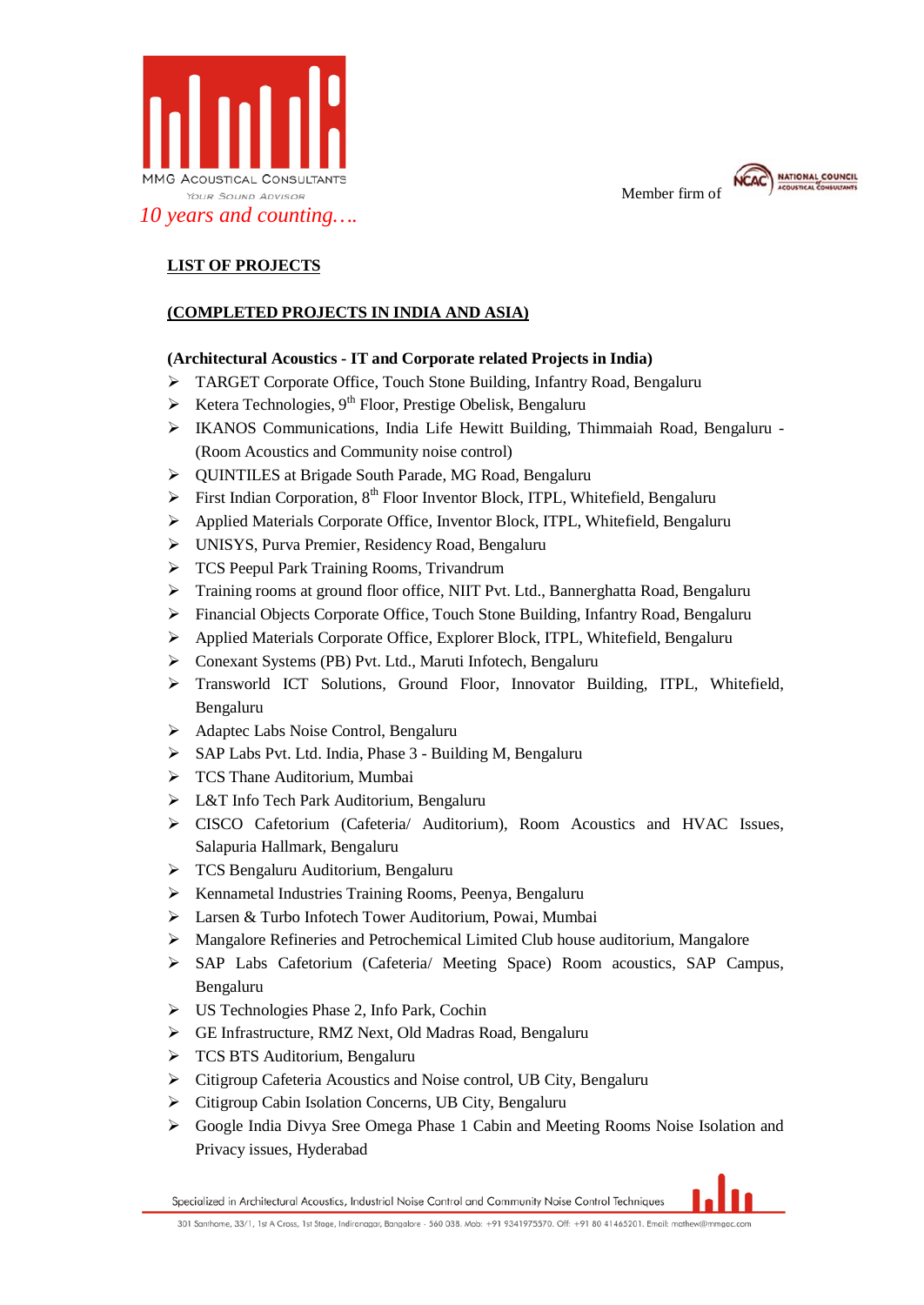MMG Acoustical Consultants

Your Sound Advisor

*10 years and counting….*

Member firm of NCAC National Council of Acoustical Consultants

**LIST OF PROJECTS**

**(COMPLETED PROJECTS IN INDIA AND ASIA)**

**(Architectural Acoustics - IT and Corporate related Projects in India)**

- TARGET Corporate Office, Touch Stone Building, Infantry Road, Bengaluru
- Ketera Technologies, 9th Floor, Prestige Obelisk, Bengaluru
- IKANOS Communications, India Life Hewitt Building, Thimmaiah Road, Bengaluru - (Room Acoustics and Community noise control)
- QUINTILES at Brigade South Parade, MG Road, Bengaluru
- First Indian Corporation, 8th Floor Inventor Block, ITPL, Whitefield, Bengaluru
- Applied Materials Corporate Office, Inventor Block, ITPL, Whitefield, Bengaluru
- UNISYS, Purva Premier, Residency Road, Bengaluru
- TCS Peepul Park Training Rooms, Trivandrum
- Training rooms at ground floor office, NIIT Pvt. Ltd., Bannerghatta Road, Bengaluru
- Financial Objects Corporate Office, Touch Stone Building, Infantry Road, Bengaluru
- Applied Materials Corporate Office, Explorer Block, ITPL, Whitefield, Bengaluru
- Conexant Systems (PB) Pvt. Ltd., Maruti Infotech, Bengaluru
- Transworld ICT Solutions, Ground Floor, Innovator Building, ITPL, Whitefield, Bengaluru
- Adaptec Labs Noise Control, Bengaluru
- SAP Labs Pvt. Ltd. India, Phase 3 - Building M, Bengaluru
- TCS Thane Auditorium, Mumbai
- L&T Info Tech Park Auditorium, Bengaluru
- CISCO Cafetorium (Cafeteria/ Auditorium), Room Acoustics and HVAC Issues, Salapuria Hallmark, Bengaluru
- TCS Bengaluru Auditorium, Bengaluru
- Kennametal Industries Training Rooms, Peenya, Bengaluru
- Larsen & Turbo Infotech Tower Auditorium, Powai, Mumbai
- Mangalore Refineries and Petrochemical Limited Club house auditorium, Mangalore
- SAP Labs Cafetorium (Cafeteria/ Meeting Space) Room acoustics, SAP Campus, Bengaluru
- US Technologies Phase 2, Info Park, Cochin
- GE Infrastructure, RMZ Next, Old Madras Road, Bengaluru
- TCS BTS Auditorium, Bengaluru
- Citigroup Cafeteria Acoustics and Noise control, UB City, Bengaluru
- Citigroup Cabin Isolation Concerns, UB City, Bengaluru
- Google India Divya Sree Omega Phase 1 Cabin and Meeting Rooms Noise Isolation and Privacy issues, Hyderabad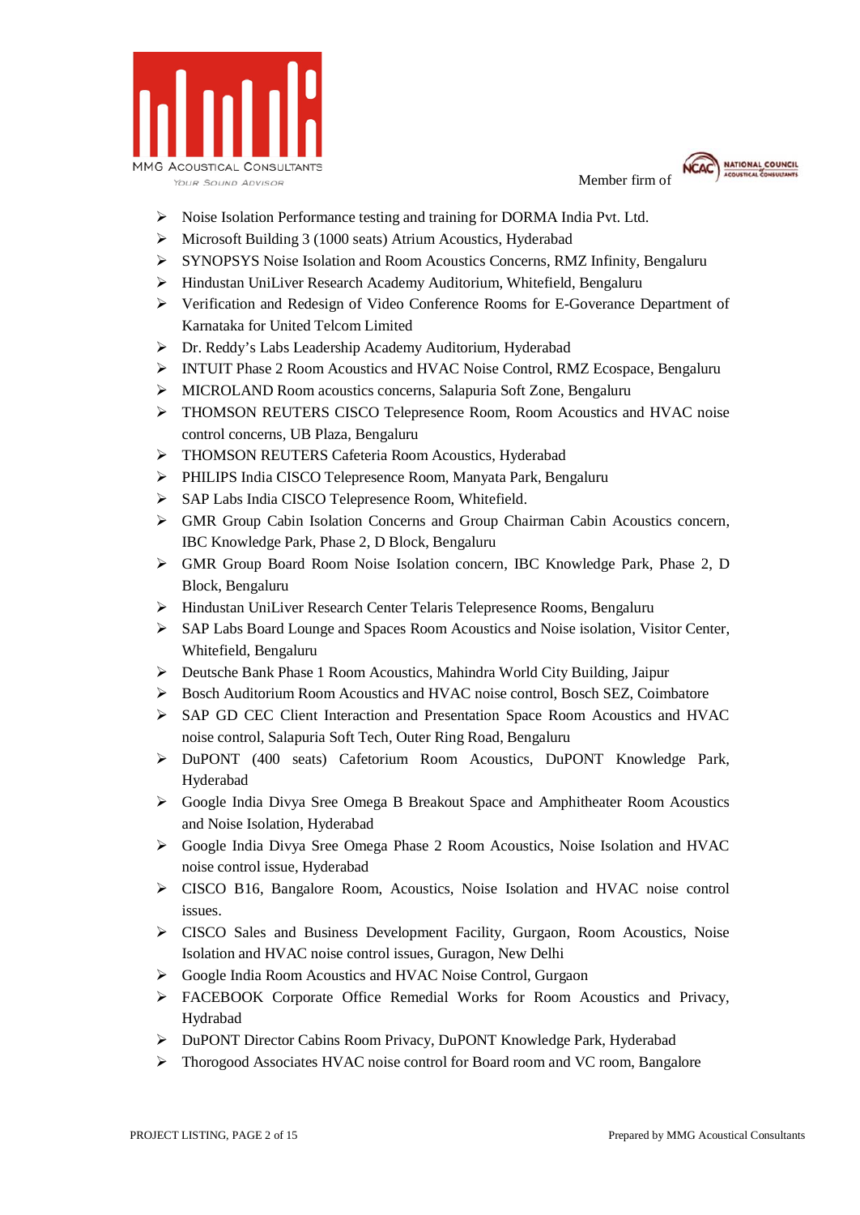- Noise Isolation Performance testing and training for DORMA India Pvt. Ltd.
- Microsoft Building 3 (1000 seats) Atrium Acoustics, Hyderabad
- SYNOPSYS Noise Isolation and Room Acoustics Concerns, RMZ Infinity, Bengaluru
- Hindustan UniLiver Research Academy Auditorium, Whitefield, Bengaluru
- Verification and Redesign of Video Conference Rooms for E-Goverance Department of Karnataka for United Telcom Limited
- Dr. Reddy's Labs Leadership Academy Auditorium, Hyderabad
- INTUIT Phase 2 Room Acoustics and HVAC Noise Control, RMZ Ecospace, Bengaluru
- MICROLAND Room acoustics concerns, Salapuria Soft Zone, Bengaluru
- THOMSON REUTERS CISCO Telepresence Room, Room Acoustics and HVAC noise control concerns, UB Plaza, Bengaluru
- THOMSON REUTERS Cafeteria Room Acoustics, Hyderabad
- PHILIPS India CISCO Telepresence Room, Manyata Park, Bengaluru
- SAP Labs India CISCO Telepresence Room, Whitefield.
- GMR Group Cabin Isolation Concerns and Group Chairman Cabin Acoustics concern, IBC Knowledge Park, Phase 2, D Block, Bengaluru
- GMR Group Board Room Noise Isolation concern, IBC Knowledge Park, Phase 2, D Block, Bengaluru
- Hindustan UniLiver Research Center Telaris Telepresence Rooms, Bengaluru
- SAP Labs Board Lounge and Spaces Room Acoustics and Noise isolation, Visitor Center, Whitefield, Bengaluru
- Deutsche Bank Phase 1 Room Acoustics, Mahindra World City Building, Jaipur
- Bosch Auditorium Room Acoustics and HVAC noise control, Bosch SEZ, Coimbatore
- SAP GD CEC Client Interaction and Presentation Space Room Acoustics and HVAC noise control, Salapuria Soft Tech, Outer Ring Road, Bengaluru
- DuPONT (400 seats) Cafetorium Room Acoustics, DuPONT Knowledge Park, Hyderabad
- Google India Divya Sree Omega B Breakout Space and Amphitheater Room Acoustics and Noise Isolation, Hyderabad
- Google India Divya Sree Omega Phase 2 Room Acoustics, Noise Isolation and HVAC noise control issue, Hyderabad
- CISCO B16, Bangalore Room, Acoustics, Noise Isolation and HVAC noise control issues.
- CISCO Sales and Business Development Facility, Gurgaon, Room Acoustics, Noise Isolation and HVAC noise control issues, Guragon, New Delhi
- Google India Room Acoustics and HVAC Noise Control, Gurgaon
- FACEBOOK Corporate Office Remedial Works for Room Acoustics and Privacy, Hydrabad
- DuPONT Director Cabins Room Privacy, DuPONT Knowledge Park, Hyderabad
- Thorogood Associates HVAC noise control for Board room and VC room, Bangalore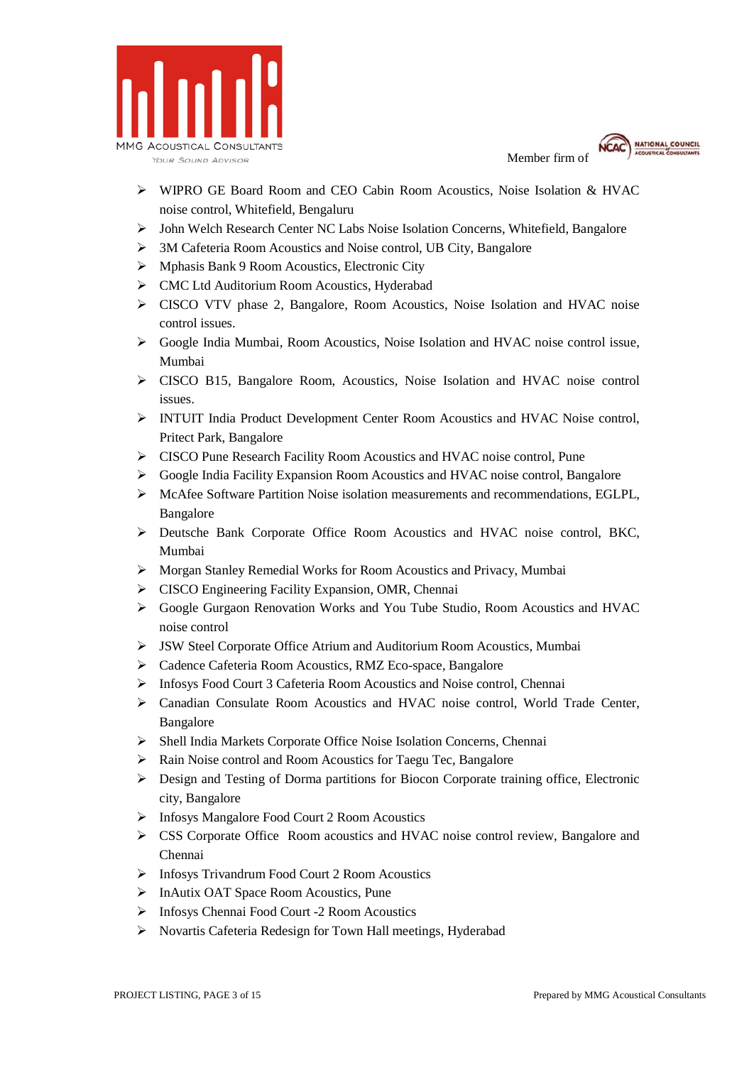- WIPRO GE Board Room and CEO Cabin Room Acoustics, Noise Isolation & HVAC noise control, Whitefield, Bengaluru
- John Welch Research Center NC Labs Noise Isolation Concerns, Whitefield, Bangalore
- 3M Cafeteria Room Acoustics and Noise control, UB City, Bangalore
- Mphasis Bank 9 Room Acoustics, Electronic City
- CMC Ltd Auditorium Room Acoustics, Hyderabad
- CISCO VTV phase 2, Bangalore, Room Acoustics, Noise Isolation and HVAC noise control issues.
- Google India Mumbai, Room Acoustics, Noise Isolation and HVAC noise control issue, Mumbai
- CISCO B15, Bangalore Room, Acoustics, Noise Isolation and HVAC noise control issues.
- INTUIT India Product Development Center Room Acoustics and HVAC Noise control, Pritect Park, Bangalore
- CISCO Pune Research Facility Room Acoustics and HVAC noise control, Pune
- Google India Facility Expansion Room Acoustics and HVAC noise control, Bangalore
- McAfee Software Partition Noise isolation measurements and recommendations, EGLPL, Bangalore
- Deutsche Bank Corporate Office Room Acoustics and HVAC noise control, BKC, Mumbai
- Morgan Stanley Remedial Works for Room Acoustics and Privacy, Mumbai
- CISCO Engineering Facility Expansion, OMR, Chennai
- Google Gurgaon Renovation Works and You Tube Studio, Room Acoustics and HVAC noise control
- JSW Steel Corporate Office Atrium and Auditorium Room Acoustics, Mumbai
- Cadence Cafeteria Room Acoustics, RMZ Eco-space, Bangalore
- Infosys Food Court 3 Cafeteria Room Acoustics and Noise control, Chennai
- Canadian Consulate Room Acoustics and HVAC noise control, World Trade Center, Bangalore
- Shell India Markets Corporate Office Noise Isolation Concerns, Chennai
- Rain Noise control and Room Acoustics for Taegu Tec, Bangalore
- Design and Testing of Dorma partitions for Biocon Corporate training office, Electronic city, Bangalore
- Infosys Mangalore Food Court 2 Room Acoustics
- CSS Corporate Office Room acoustics and HVAC noise control review, Bangalore and Chennai
- Infosys Trivandrum Food Court 2 Room Acoustics
- InAutix OAT Space Room Acoustics, Pune
- Infosys Chennai Food Court -2 Room Acoustics
- Novartis Cafeteria Redesign for Town Hall meetings, Hyderabad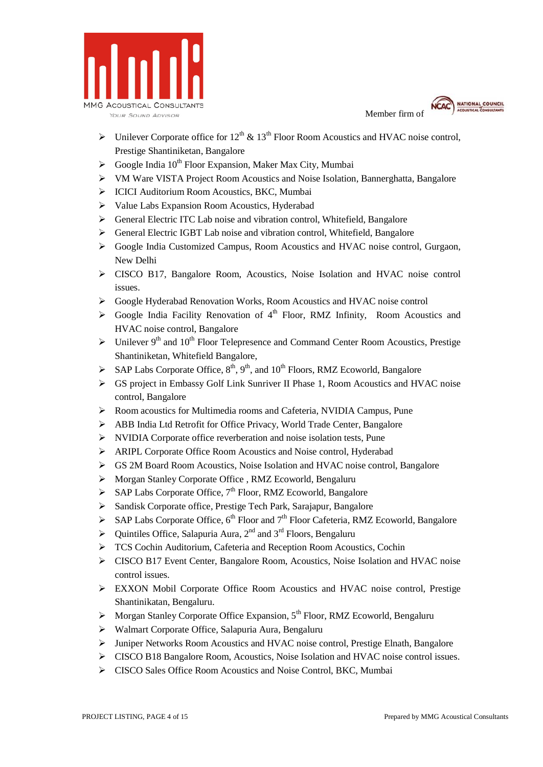- Unilever Corporate office for 12th & 13th Floor Room Acoustics and HVAC noise control, Prestige Shantiniketan, Bangalore
- Google India 10th Floor Expansion, Maker Max City, Mumbai
- VM Ware VISTA Project Room Acoustics and Noise Isolation, Bannerghatta, Bangalore
- ICICI Auditorium Room Acoustics, BKC, Mumbai
- Value Labs Expansion Room Acoustics, Hyderabad
- General Electric ITC Lab noise and vibration control, Whitefield, Bangalore
- General Electric IGBT Lab noise and vibration control, Whitefield, Bangalore
- Google India Customized Campus, Room Acoustics and HVAC noise control, Gurgaon, New Delhi
- CISCO B17, Bangalore Room, Acoustics, Noise Isolation and HVAC noise control issues.
- Google Hyderabad Renovation Works, Room Acoustics and HVAC noise control
- Google India Facility Renovation of 4th Floor, RMZ Infinity, Room Acoustics and HVAC noise control, Bangalore
- Unilever 9th and 10th Floor Telepresence and Command Center Room Acoustics, Prestige Shantiniketan, Whitefield Bangalore,
- SAP Labs Corporate Office, 8th, 9th, and 10th Floors, RMZ Ecoworld, Bangalore
- GS project in Embassy Golf Link Sunriver II Phase 1, Room Acoustics and HVAC noise control, Bangalore
- Room acoustics for Multimedia rooms and Cafeteria, NVIDIA Campus, Pune
- ABB India Ltd Retrofit for Office Privacy, World Trade Center, Bangalore
- NVIDIA Corporate office reverberation and noise isolation tests, Pune
- ARIPL Corporate Office Room Acoustics and Noise control, Hyderabad
- GS 2M Board Room Acoustics, Noise Isolation and HVAC noise control, Bangalore
- Morgan Stanley Corporate Office , RMZ Ecoworld, Bengaluru
- SAP Labs Corporate Office, 7th Floor, RMZ Ecoworld, Bangalore
- Sandisk Corporate office, Prestige Tech Park, Sarajapur, Bangalore
- SAP Labs Corporate Office, 6th Floor and 7th Floor Cafeteria, RMZ Ecoworld, Bangalore
- Quintiles Office, Salapuria Aura, 2nd and 3rd Floors, Bengaluru
- TCS Cochin Auditorium, Cafeteria and Reception Room Acoustics, Cochin
- CISCO B17 Event Center, Bangalore Room, Acoustics, Noise Isolation and HVAC noise control issues.
- EXXON Mobil Corporate Office Room Acoustics and HVAC noise control, Prestige Shantinikatan, Bengaluru.
- Morgan Stanley Corporate Office Expansion, 5th Floor, RMZ Ecoworld, Bengaluru
- Walmart Corporate Office, Salapuria Aura, Bengaluru
- Juniper Networks Room Acoustics and HVAC noise control, Prestige Elnath, Bangalore
- CISCO B18 Bangalore Room, Acoustics, Noise Isolation and HVAC noise control issues.
- CISCO Sales Office Room Acoustics and Noise Control, BKC, Mumbai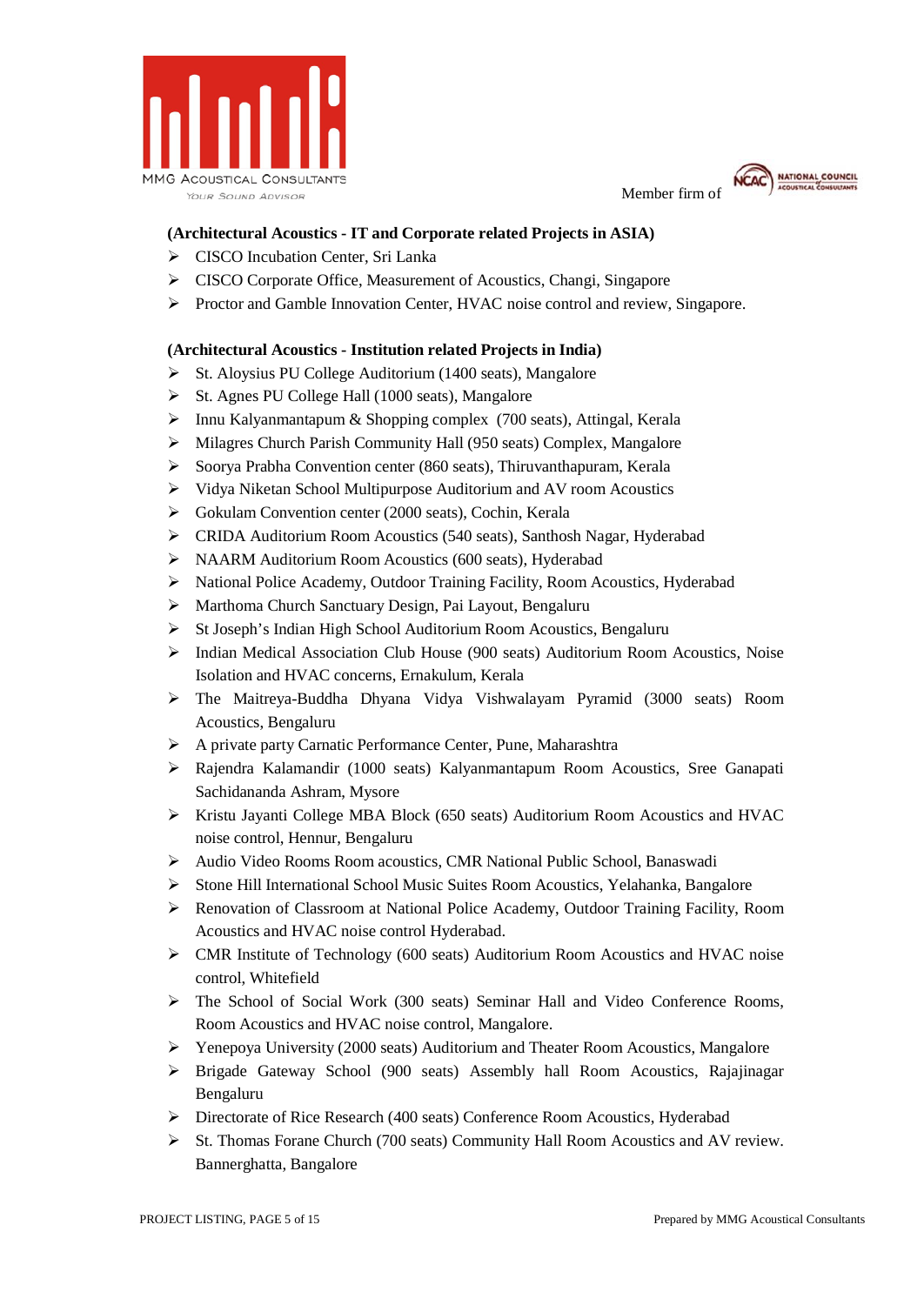**(Architectural Acoustics - IT and Corporate related Projects in ASIA)**

- CISCO Incubation Center, Sri Lanka
- CISCO Corporate Office, Measurement of Acoustics, Changi, Singapore
- Proctor and Gamble Innovation Center, HVAC noise control and review, Singapore.

**(Architectural Acoustics - Institution related Projects in India)**

- St. Aloysius PU College Auditorium (1400 seats), Mangalore
- St. Agnes PU College Hall (1000 seats), Mangalore
- Innu Kalyanmantapum & Shopping complex (700 seats), Attingal, Kerala
- Milagres Church Parish Community Hall (950 seats) Complex, Mangalore
- Soorya Prabha Convention center (860 seats), Thiruvanthapuram, Kerala
- Vidya Niketan School Multipurpose Auditorium and AV room Acoustics
- Gokulam Convention center (2000 seats), Cochin, Kerala
- CRIDA Auditorium Room Acoustics (540 seats), Santhosh Nagar, Hyderabad
- NAARM Auditorium Room Acoustics (600 seats), Hyderabad
- National Police Academy, Outdoor Training Facility, Room Acoustics, Hyderabad
- Marthoma Church Sanctuary Design, Pai Layout, Bengaluru
- St Joseph's Indian High School Auditorium Room Acoustics, Bengaluru
- Indian Medical Association Club House (900 seats) Auditorium Room Acoustics, Noise Isolation and HVAC concerns, Ernakulum, Kerala
- The Maitreya-Buddha Dhyana Vidya Vishwalayam Pyramid (3000 seats) Room Acoustics, Bengaluru
- A private party Carnatic Performance Center, Pune, Maharashtra
- Rajendra Kalamandir (1000 seats) Kalyanmantapum Room Acoustics, Sree Ganapati Sachidananda Ashram, Mysore
- Kristu Jayanti College MBA Block (650 seats) Auditorium Room Acoustics and HVAC noise control, Hennur, Bengaluru
- Audio Video Rooms Room acoustics, CMR National Public School, Banaswadi
- Stone Hill International School Music Suites Room Acoustics, Yelahanka, Bangalore
- Renovation of Classroom at National Police Academy, Outdoor Training Facility, Room Acoustics and HVAC noise control Hyderabad.
- CMR Institute of Technology (600 seats) Auditorium Room Acoustics and HVAC noise control, Whitefield
- The School of Social Work (300 seats) Seminar Hall and Video Conference Rooms, Room Acoustics and HVAC noise control, Mangalore.
- Yenepoya University (2000 seats) Auditorium and Theater Room Acoustics, Mangalore
- Brigade Gateway School (900 seats) Assembly hall Room Acoustics, Rajajinagar Bengaluru
- Directorate of Rice Research (400 seats) Conference Room Acoustics, Hyderabad
- St. Thomas Forane Church (700 seats) Community Hall Room Acoustics and AV review. Bannerghatta, Bangalore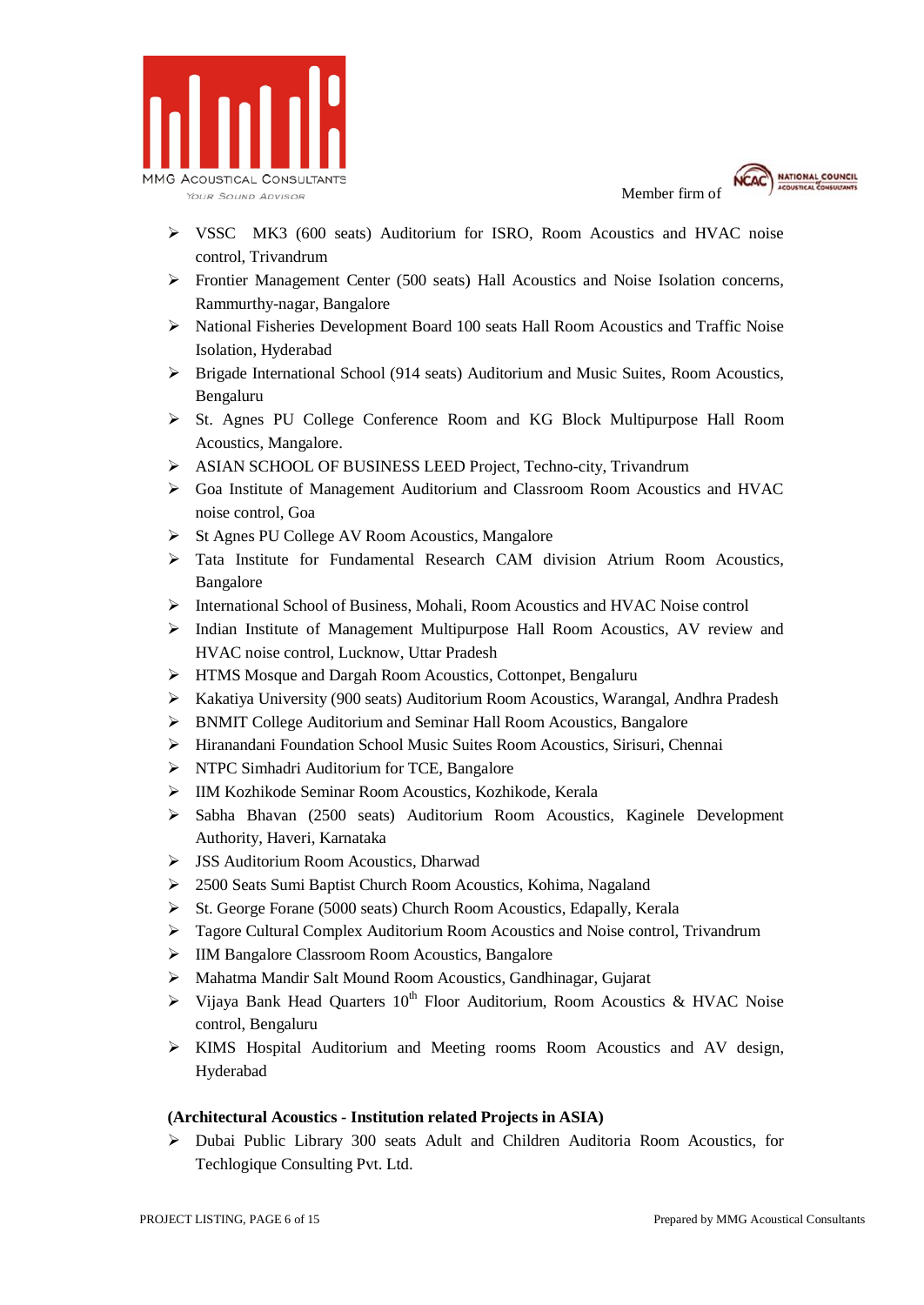- VSSC MK3 (600 seats) Auditorium for ISRO, Room Acoustics and HVAC noise control, Trivandrum
- Frontier Management Center (500 seats) Hall Acoustics and Noise Isolation concerns, Rammurthy-nagar, Bangalore
- National Fisheries Development Board 100 seats Hall Room Acoustics and Traffic Noise Isolation, Hyderabad
- Brigade International School (914 seats) Auditorium and Music Suites, Room Acoustics, Bengaluru
- St. Agnes PU College Conference Room and KG Block Multipurpose Hall Room Acoustics, Mangalore.
- ASIAN SCHOOL OF BUSINESS LEED Project, Techno-city, Trivandrum
- Goa Institute of Management Auditorium and Classroom Room Acoustics and HVAC noise control, Goa
- St Agnes PU College AV Room Acoustics, Mangalore
- Tata Institute for Fundamental Research CAM division Atrium Room Acoustics, Bangalore
- International School of Business, Mohali, Room Acoustics and HVAC Noise control
- Indian Institute of Management Multipurpose Hall Room Acoustics, AV review and HVAC noise control, Lucknow, Uttar Pradesh
- HTMS Mosque and Dargah Room Acoustics, Cottonpet, Bengaluru
- Kakatiya University (900 seats) Auditorium Room Acoustics, Warangal, Andhra Pradesh
- BNMIT College Auditorium and Seminar Hall Room Acoustics, Bangalore
- Hiranandani Foundation School Music Suites Room Acoustics, Sirisuri, Chennai
- NTPC Simhadri Auditorium for TCE, Bangalore
- IIM Kozhikode Seminar Room Acoustics, Kozhikode, Kerala
- Sabha Bhavan (2500 seats) Auditorium Room Acoustics, Kaginele Development Authority, Haveri, Karnataka
- JSS Auditorium Room Acoustics, Dharwad
- 2500 Seats Sumi Baptist Church Room Acoustics, Kohima, Nagaland
- St. George Forane (5000 seats) Church Room Acoustics, Edapally, Kerala
- Tagore Cultural Complex Auditorium Room Acoustics and Noise control, Trivandrum
- IIM Bangalore Classroom Room Acoustics, Bangalore
- Mahatma Mandir Salt Mound Room Acoustics, Gandhinagar, Gujarat
- Vijaya Bank Head Quarters 10th Floor Auditorium, Room Acoustics & HVAC Noise control, Bengaluru
- KIMS Hospital Auditorium and Meeting rooms Room Acoustics and AV design, Hyderabad

**(Architectural Acoustics - Institution related Projects in ASIA)**

- Dubai Public Library 300 seats Adult and Children Auditoria Room Acoustics, for Techlogique Consulting Pvt. Ltd.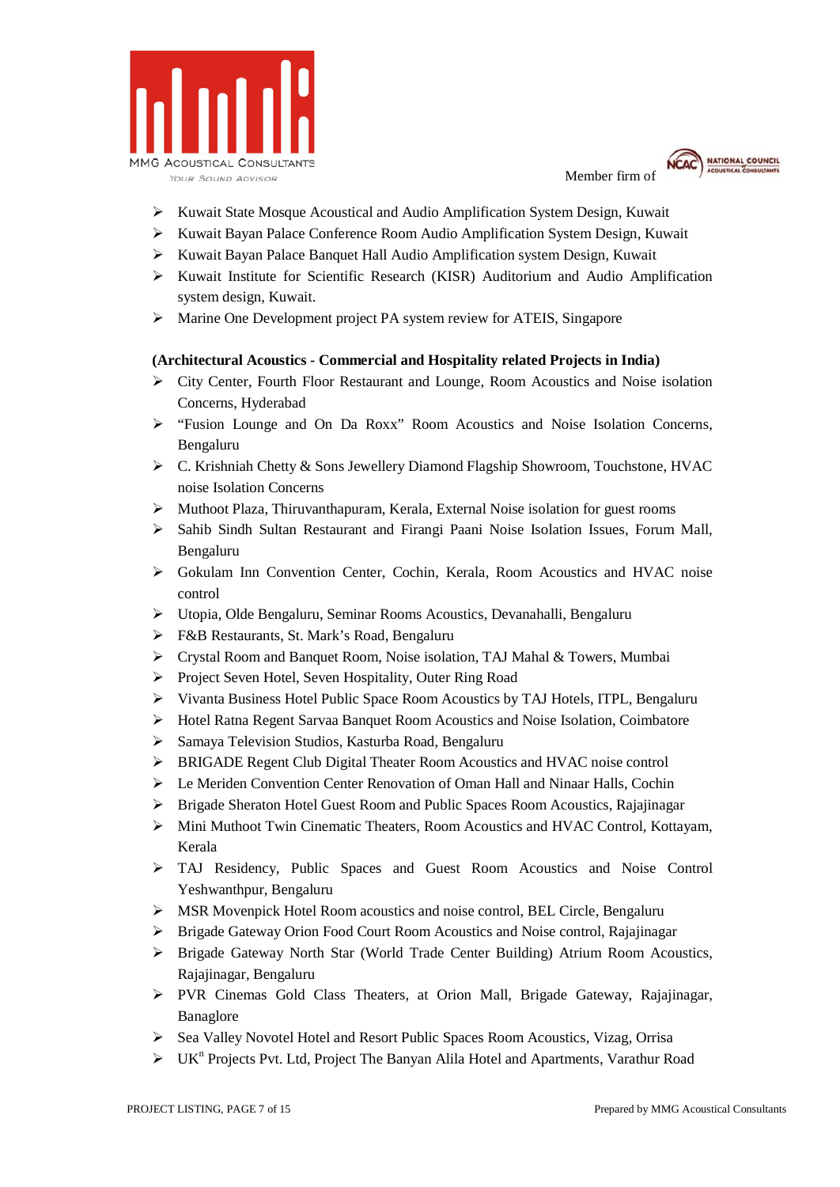- Kuwait State Mosque Acoustical and Audio Amplification System Design, Kuwait
- Kuwait Bayan Palace Conference Room Audio Amplification System Design, Kuwait
- Kuwait Bayan Palace Banquet Hall Audio Amplification system Design, Kuwait
- Kuwait Institute for Scientific Research (KISR) Auditorium and Audio Amplification system design, Kuwait.
- Marine One Development project PA system review for ATEIS, Singapore

**(Architectural Acoustics - Commercial and Hospitality related Projects in India)**

- City Center, Fourth Floor Restaurant and Lounge, Room Acoustics and Noise isolation Concerns, Hyderabad
- "Fusion Lounge and On Da Roxx" Room Acoustics and Noise Isolation Concerns, Bengaluru
- C. Krishniah Chetty & Sons Jewellery Diamond Flagship Showroom, Touchstone, HVAC noise Isolation Concerns
- Muthoot Plaza, Thiruvanthapuram, Kerala, External Noise isolation for guest rooms
- Sahib Sindh Sultan Restaurant and Firangi Paani Noise Isolation Issues, Forum Mall, Bengaluru
- Gokulam Inn Convention Center, Cochin, Kerala, Room Acoustics and HVAC noise control
- Utopia, Olde Bengaluru, Seminar Rooms Acoustics, Devanahalli, Bengaluru
- F&B Restaurants, St. Mark's Road, Bengaluru
- Crystal Room and Banquet Room, Noise isolation, TAJ Mahal & Towers, Mumbai
- Project Seven Hotel, Seven Hospitality, Outer Ring Road
- Vivanta Business Hotel Public Space Room Acoustics by TAJ Hotels, ITPL, Bengaluru
- Hotel Ratna Regent Sarvaa Banquet Room Acoustics and Noise Isolation, Coimbatore
- Samaya Television Studios, Kasturba Road, Bengaluru
- BRIGADE Regent Club Digital Theater Room Acoustics and HVAC noise control
- Le Meriden Convention Center Renovation of Oman Hall and Ninaar Halls, Cochin
- Brigade Sheraton Hotel Guest Room and Public Spaces Room Acoustics, Rajajinagar
- Mini Muthoot Twin Cinematic Theaters, Room Acoustics and HVAC Control, Kottayam, Kerala
- TAJ Residency, Public Spaces and Guest Room Acoustics and Noise Control Yeshwanthpur, Bengaluru
- MSR Movenpick Hotel Room acoustics and noise control, BEL Circle, Bengaluru
- Brigade Gateway Orion Food Court Room Acoustics and Noise control, Rajajinagar
- Brigade Gateway North Star (World Trade Center Building) Atrium Room Acoustics, Rajajinagar, Bengaluru
- PVR Cinemas Gold Class Theaters, at Orion Mall, Brigade Gateway, Rajajinagar, Banaglore
- Sea Valley Novotel Hotel and Resort Public Spaces Room Acoustics, Vizag, Orrisa
- UK$^n$ Projects Pvt. Ltd, Project The Banyan Alila Hotel and Apartments, Varathur Road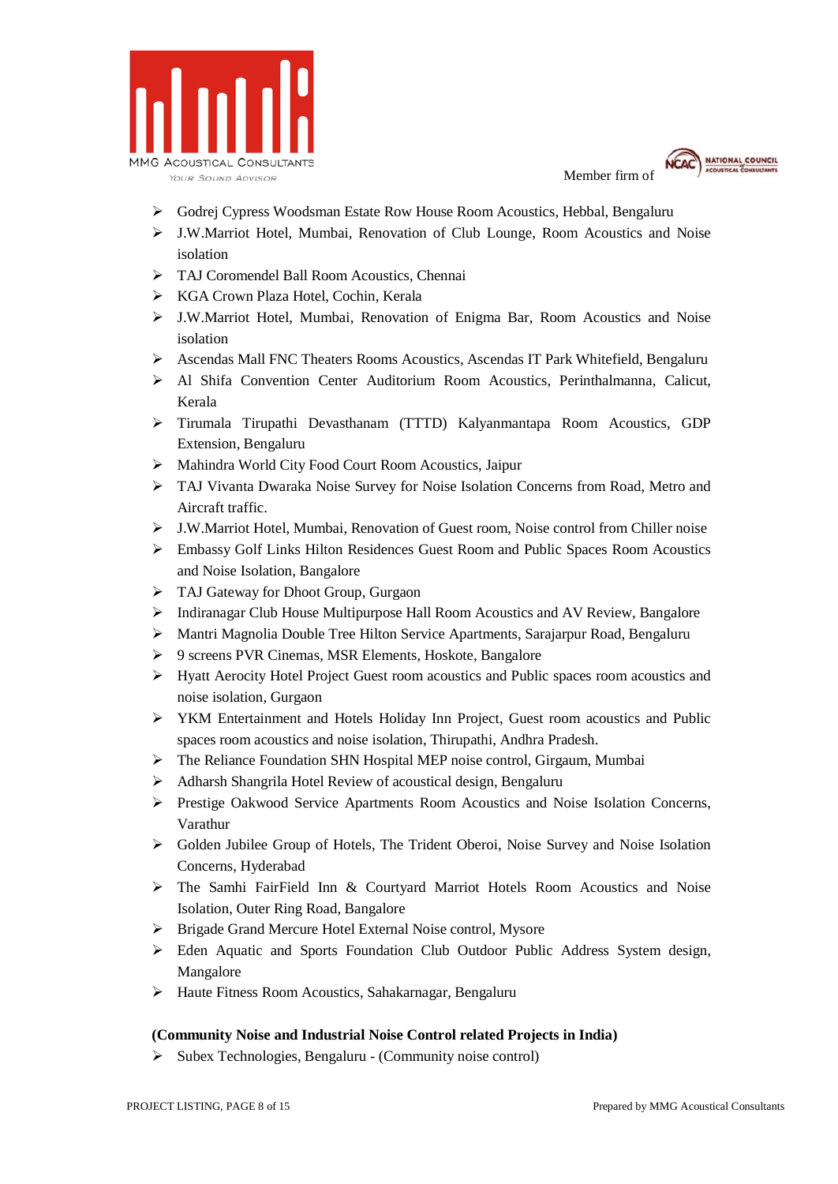- Godrej Cypress Woodsman Estate Row House Room Acoustics, Hebbal, Bengaluru
- J.W.Marriot Hotel, Mumbai, Renovation of Club Lounge, Room Acoustics and Noise isolation
- TAJ Coromendel Ball Room Acoustics, Chennai
- KGA Crown Plaza Hotel, Cochin, Kerala
- J.W.Marriot Hotel, Mumbai, Renovation of Enigma Bar, Room Acoustics and Noise isolation
- Ascendas Mall FNC Theaters Rooms Acoustics, Ascendas IT Park Whitefield, Bengaluru
- Al Shifa Convention Center Auditorium Room Acoustics, Perinthalmanna, Calicut, Kerala
- Tirumala Tirupathi Devasthanam (TTTD) Kalyanmantapa Room Acoustics, GDP Extension, Bengaluru
- Mahindra World City Food Court Room Acoustics, Jaipur
- TAJ Vivanta Dwaraka Noise Survey for Noise Isolation Concerns from Road, Metro and Aircraft traffic.
- J.W.Marriot Hotel, Mumbai, Renovation of Guest room, Noise control from Chiller noise
- Embassy Golf Links Hilton Residences Guest Room and Public Spaces Room Acoustics and Noise Isolation, Bangalore
- TAJ Gateway for Dhoot Group, Gurgaon
- Indiranagar Club House Multipurpose Hall Room Acoustics and AV Review, Bangalore
- Mantri Magnolia Double Tree Hilton Service Apartments, Sarajarpur Road, Bengaluru
- 9 screens PVR Cinemas, MSR Elements, Hoskote, Bangalore
- Hyatt Aerocity Hotel Project Guest room acoustics and Public spaces room acoustics and noise isolation, Gurgaon
- YKM Entertainment and Hotels Holiday Inn Project, Guest room acoustics and Public spaces room acoustics and noise isolation, Thirupathi, Andhra Pradesh.
- The Reliance Foundation SHN Hospital MEP noise control, Girgaum, Mumbai
- Adharsh Shangrila Hotel Review of acoustical design, Bengaluru
- Prestige Oakwood Service Apartments Room Acoustics and Noise Isolation Concerns, Varathur
- Golden Jubilee Group of Hotels, The Trident Oberoi, Noise Survey and Noise Isolation Concerns, Hyderabad
- The Samhi FairField Inn & Courtyard Marriot Hotels Room Acoustics and Noise Isolation, Outer Ring Road, Bangalore
- Brigade Grand Mercure Hotel External Noise control, Mysore
- Eden Aquatic and Sports Foundation Club Outdoor Public Address System design, Mangalore
- Haute Fitness Room Acoustics, Sahakarnagar, Bengaluru

**(Community Noise and Industrial Noise Control related Projects in India)**

- Subex Technologies, Bengaluru - (Community noise control)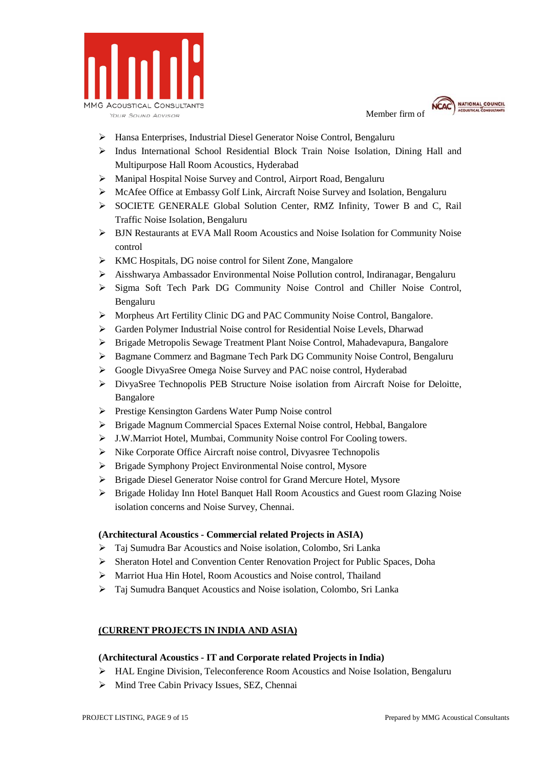- Hansa Enterprises, Industrial Diesel Generator Noise Control, Bengaluru
- Indus International School Residential Block Train Noise Isolation, Dining Hall and Multipurpose Hall Room Acoustics, Hyderabad
- Manipal Hospital Noise Survey and Control, Airport Road, Bengaluru
- McAfee Office at Embassy Golf Link, Aircraft Noise Survey and Isolation, Bengaluru
- SOCIETE GENERALE Global Solution Center, RMZ Infinity, Tower B and C, Rail Traffic Noise Isolation, Bengaluru
- BJN Restaurants at EVA Mall Room Acoustics and Noise Isolation for Community Noise control
- KMC Hospitals, DG noise control for Silent Zone, Mangalore
- Aisshwarya Ambassador Environmental Noise Pollution control, Indiranagar, Bengaluru
- Sigma Soft Tech Park DG Community Noise Control and Chiller Noise Control, Bengaluru
- Morpheus Art Fertility Clinic DG and PAC Community Noise Control, Bangalore.
- Garden Polymer Industrial Noise control for Residential Noise Levels, Dharwad
- Brigade Metropolis Sewage Treatment Plant Noise Control, Mahadevapura, Bangalore
- Bagmane Commerz and Bagmane Tech Park DG Community Noise Control, Bengaluru
- Google DivyaSree Omega Noise Survey and PAC noise control, Hyderabad
- DivyaSree Technopolis PEB Structure Noise isolation from Aircraft Noise for Deloitte, Bangalore
- Prestige Kensington Gardens Water Pump Noise control
- Brigade Magnum Commercial Spaces External Noise control, Hebbal, Bangalore
- J.W.Marriot Hotel, Mumbai, Community Noise control For Cooling towers.
- Nike Corporate Office Aircraft noise control, Divyasree Technopolis
- Brigade Symphony Project Environmental Noise control, Mysore
- Brigade Diesel Generator Noise control for Grand Mercure Hotel, Mysore
- Brigade Holiday Inn Hotel Banquet Hall Room Acoustics and Guest room Glazing Noise isolation concerns and Noise Survey, Chennai.

**(Architectural Acoustics - Commercial related Projects in ASIA)**

- Taj Sumudra Bar Acoustics and Noise isolation, Colombo, Sri Lanka
- Sheraton Hotel and Convention Center Renovation Project for Public Spaces, Doha
- Marriot Hua Hin Hotel, Room Acoustics and Noise control, Thailand
- Taj Sumudra Banquet Acoustics and Noise isolation, Colombo, Sri Lanka

## **(CURRENT PROJECTS IN INDIA AND ASIA)**

**(Architectural Acoustics - IT and Corporate related Projects in India)**

- HAL Engine Division, Teleconference Room Acoustics and Noise Isolation, Bengaluru
- Mind Tree Cabin Privacy Issues, SEZ, Chennai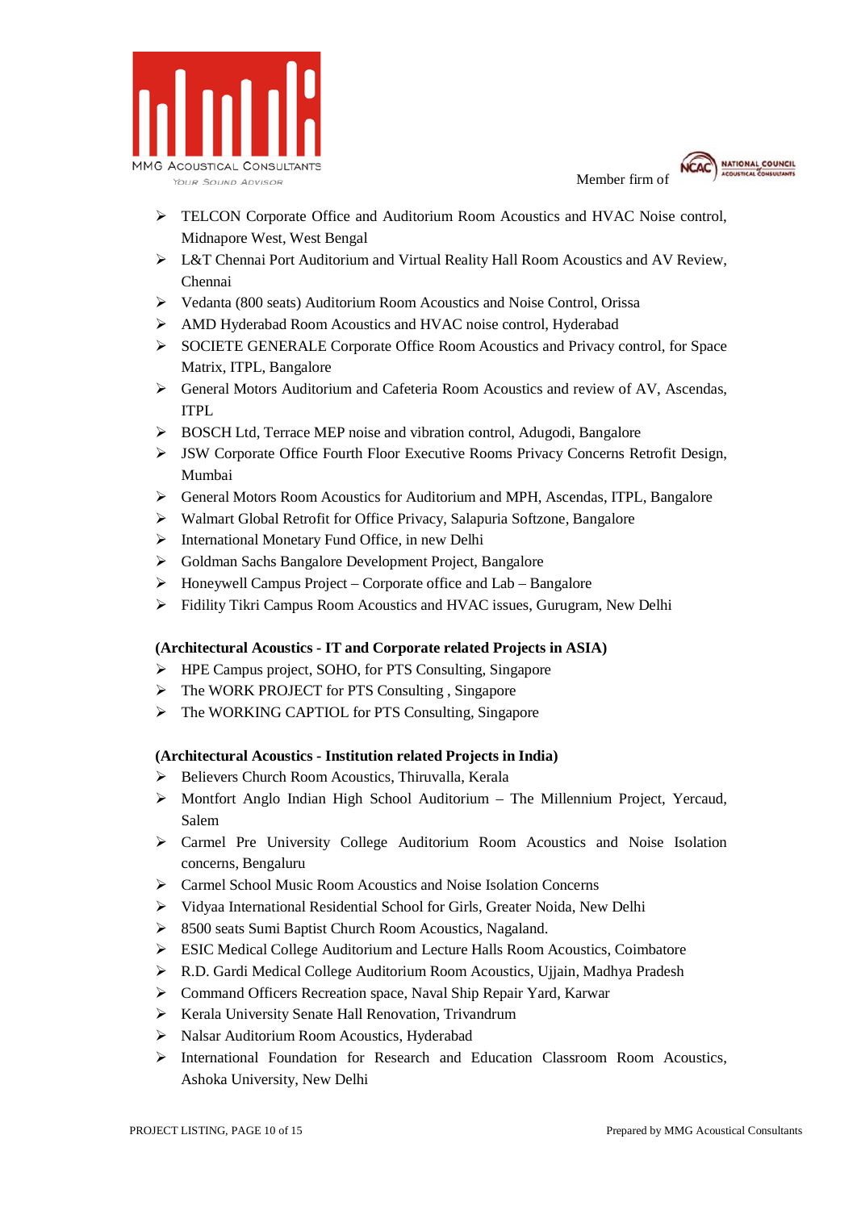- TELCON Corporate Office and Auditorium Room Acoustics and HVAC Noise control, Midnapore West, West Bengal
- L&T Chennai Port Auditorium and Virtual Reality Hall Room Acoustics and AV Review, Chennai
- Vedanta (800 seats) Auditorium Room Acoustics and Noise Control, Orissa
- AMD Hyderabad Room Acoustics and HVAC noise control, Hyderabad
- SOCIETE GENERALE Corporate Office Room Acoustics and Privacy control, for Space Matrix, ITPL, Bangalore
- General Motors Auditorium and Cafeteria Room Acoustics and review of AV, Ascendas, ITPL
- BOSCH Ltd, Terrace MEP noise and vibration control, Adugodi, Bangalore
- JSW Corporate Office Fourth Floor Executive Rooms Privacy Concerns Retrofit Design, Mumbai
- General Motors Room Acoustics for Auditorium and MPH, Ascendas, ITPL, Bangalore
- Walmart Global Retrofit for Office Privacy, Salapuria Softzone, Bangalore
- International Monetary Fund Office, in new Delhi
- Goldman Sachs Bangalore Development Project, Bangalore
- Honeywell Campus Project – Corporate office and Lab – Bangalore
- Fidility Tikri Campus Room Acoustics and HVAC issues, Gurugram, New Delhi

**(Architectural Acoustics - IT and Corporate related Projects in ASIA)**

- HPE Campus project, SOHO, for PTS Consulting, Singapore
- The WORK PROJECT for PTS Consulting , Singapore
- The WORKING CAPTIOL for PTS Consulting, Singapore

**(Architectural Acoustics - Institution related Projects in India)**

- Believers Church Room Acoustics, Thiruvalla, Kerala
- Montfort Anglo Indian High School Auditorium – The Millennium Project, Yercaud, Salem
- Carmel Pre University College Auditorium Room Acoustics and Noise Isolation concerns, Bengaluru
- Carmel School Music Room Acoustics and Noise Isolation Concerns
- Vidyaa International Residential School for Girls, Greater Noida, New Delhi
- 8500 seats Sumi Baptist Church Room Acoustics, Nagaland.
- ESIC Medical College Auditorium and Lecture Halls Room Acoustics, Coimbatore
- R.D. Gardi Medical College Auditorium Room Acoustics, Ujjain, Madhya Pradesh
- Command Officers Recreation space, Naval Ship Repair Yard, Karwar
- Kerala University Senate Hall Renovation, Trivandrum
- Nalsar Auditorium Room Acoustics, Hyderabad
- International Foundation for Research and Education Classroom Room Acoustics, Ashoka University, New Delhi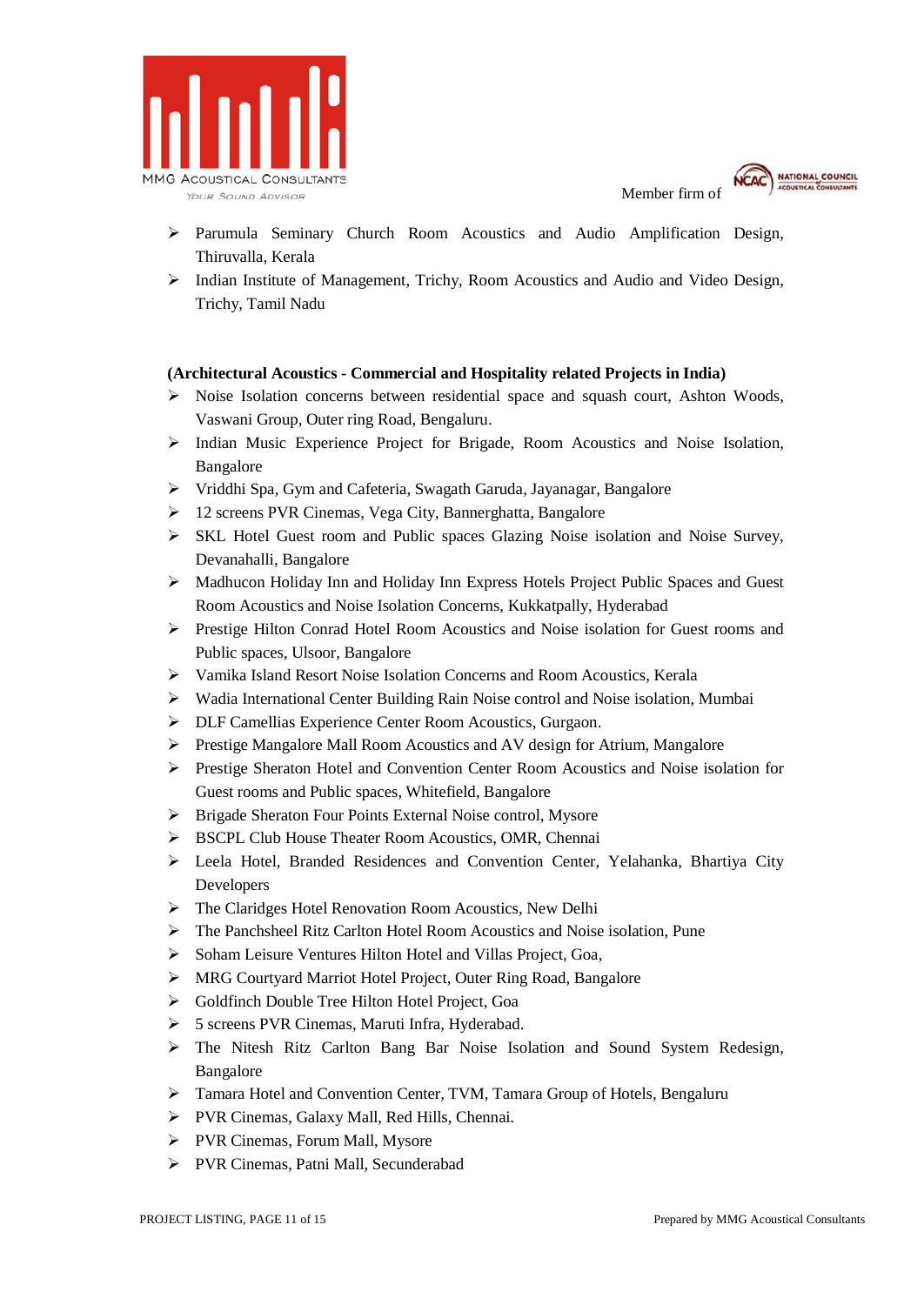- Parumula Seminary Church Room Acoustics and Audio Amplification Design, Thiruvalla, Kerala
- Indian Institute of Management, Trichy, Room Acoustics and Audio and Video Design, Trichy, Tamil Nadu

**(Architectural Acoustics - Commercial and Hospitality related Projects in India)**

- Noise Isolation concerns between residential space and squash court, Ashton Woods, Vaswani Group, Outer ring Road, Bengaluru.
- Indian Music Experience Project for Brigade, Room Acoustics and Noise Isolation, Bangalore
- Vriddhi Spa, Gym and Cafeteria, Swagath Garuda, Jayanagar, Bangalore
- 12 screens PVR Cinemas, Vega City, Bannerghatta, Bangalore
- SKL Hotel Guest room and Public spaces Glazing Noise isolation and Noise Survey, Devanahalli, Bangalore
- Madhucon Holiday Inn and Holiday Inn Express Hotels Project Public Spaces and Guest Room Acoustics and Noise Isolation Concerns, Kukkatpally, Hyderabad
- Prestige Hilton Conrad Hotel Room Acoustics and Noise isolation for Guest rooms and Public spaces, Ulsoor, Bangalore
- Vamika Island Resort Noise Isolation Concerns and Room Acoustics, Kerala
- Wadia International Center Building Rain Noise control and Noise isolation, Mumbai
- DLF Camellias Experience Center Room Acoustics, Gurgaon.
- Prestige Mangalore Mall Room Acoustics and AV design for Atrium, Mangalore
- Prestige Sheraton Hotel and Convention Center Room Acoustics and Noise isolation for Guest rooms and Public spaces, Whitefield, Bangalore
- Brigade Sheraton Four Points External Noise control, Mysore
- BSCPL Club House Theater Room Acoustics, OMR, Chennai
- Leela Hotel, Branded Residences and Convention Center, Yelahanka, Bhartiya City Developers
- The Claridges Hotel Renovation Room Acoustics, New Delhi
- The Panchsheel Ritz Carlton Hotel Room Acoustics and Noise isolation, Pune
- Soham Leisure Ventures Hilton Hotel and Villas Project, Goa,
- MRG Courtyard Marriot Hotel Project, Outer Ring Road, Bangalore
- Goldfinch Double Tree Hilton Hotel Project, Goa
- 5 screens PVR Cinemas, Maruti Infra, Hyderabad.
- The Nitesh Ritz Carlton Bang Bar Noise Isolation and Sound System Redesign, Bangalore
- Tamara Hotel and Convention Center, TVM, Tamara Group of Hotels, Bengaluru
- PVR Cinemas, Galaxy Mall, Red Hills, Chennai.
- PVR Cinemas, Forum Mall, Mysore
- PVR Cinemas, Patni Mall, Secunderabad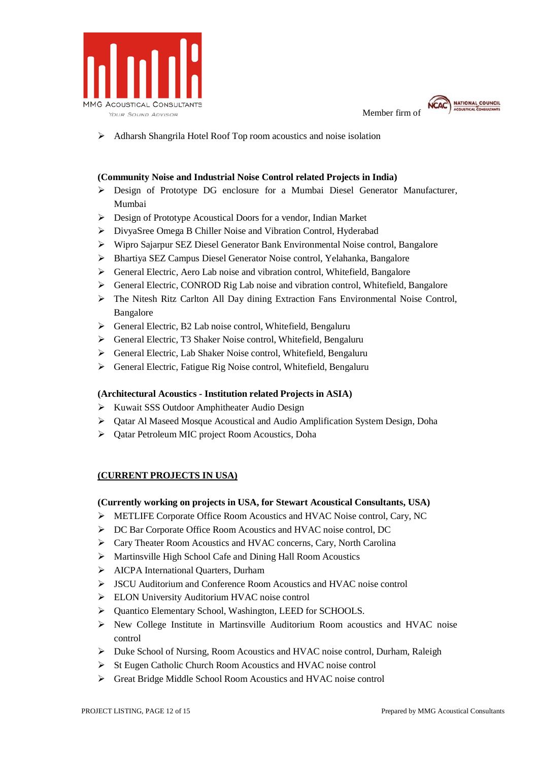- Adharsh Shangrila Hotel Roof Top room acoustics and noise isolation

**(Community Noise and Industrial Noise Control related Projects in India)**

- Design of Prototype DG enclosure for a Mumbai Diesel Generator Manufacturer, Mumbai
- Design of Prototype Acoustical Doors for a vendor, Indian Market
- DivyaSree Omega B Chiller Noise and Vibration Control, Hyderabad
- Wipro Sajarpur SEZ Diesel Generator Bank Environmental Noise control, Bangalore
- Bhartiya SEZ Campus Diesel Generator Noise control, Yelahanka, Bangalore
- General Electric, Aero Lab noise and vibration control, Whitefield, Bangalore
- General Electric, CONROD Rig Lab noise and vibration control, Whitefield, Bangalore
- The Nitesh Ritz Carlton All Day dining Extraction Fans Environmental Noise Control, Bangalore
- General Electric, B2 Lab noise control, Whitefield, Bengaluru
- General Electric, T3 Shaker Noise control, Whitefield, Bengaluru
- General Electric, Lab Shaker Noise control, Whitefield, Bengaluru
- General Electric, Fatigue Rig Noise control, Whitefield, Bengaluru

**(Architectural Acoustics - Institution related Projects in ASIA)**

- Kuwait SSS Outdoor Amphitheater Audio Design
- Qatar Al Maseed Mosque Acoustical and Audio Amplification System Design, Doha
- Qatar Petroleum MIC project Room Acoustics, Doha

**(CURRENT PROJECTS IN USA)**

**(Currently working on projects in USA, for Stewart Acoustical Consultants, USA)**

- METLIFE Corporate Office Room Acoustics and HVAC Noise control, Cary, NC
- DC Bar Corporate Office Room Acoustics and HVAC noise control, DC
- Cary Theater Room Acoustics and HVAC concerns, Cary, North Carolina
- Martinsville High School Cafe and Dining Hall Room Acoustics
- AICPA International Quarters, Durham
- JSCU Auditorium and Conference Room Acoustics and HVAC noise control
- ELON University Auditorium HVAC noise control
- Quantico Elementary School, Washington, LEED for SCHOOLS.
- New College Institute in Martinsville Auditorium Room acoustics and HVAC noise control
- Duke School of Nursing, Room Acoustics and HVAC noise control, Durham, Raleigh
- St Eugen Catholic Church Room Acoustics and HVAC noise control
- Great Bridge Middle School Room Acoustics and HVAC noise control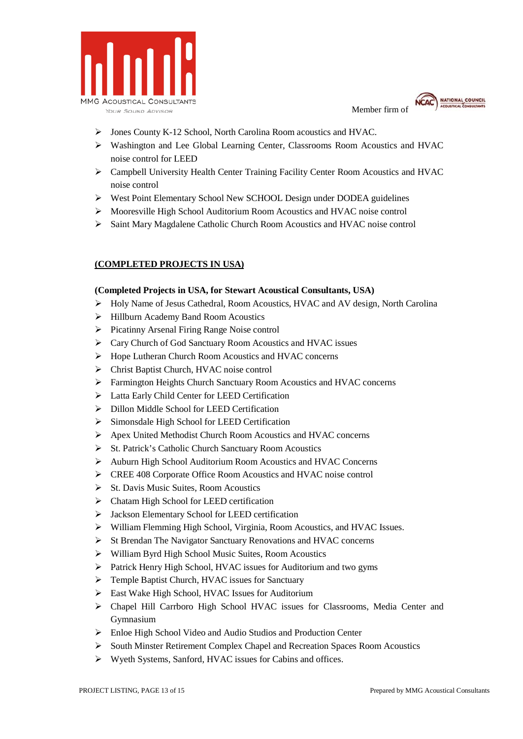- Jones County K-12 School, North Carolina Room acoustics and HVAC.
- Washington and Lee Global Learning Center, Classrooms Room Acoustics and HVAC noise control for LEED
- Campbell University Health Center Training Facility Center Room Acoustics and HVAC noise control
- West Point Elementary School New SCHOOL Design under DODEA guidelines
- Mooresville High School Auditorium Room Acoustics and HVAC noise control
- Saint Mary Magdalene Catholic Church Room Acoustics and HVAC noise control

**(COMPLETED PROJECTS IN USA)**

**(Completed Projects in USA, for Stewart Acoustical Consultants, USA)**

- Holy Name of Jesus Cathedral, Room Acoustics, HVAC and AV design, North Carolina
- Hillburn Academy Band Room Acoustics
- Picatinny Arsenal Firing Range Noise control
- Cary Church of God Sanctuary Room Acoustics and HVAC issues
- Hope Lutheran Church Room Acoustics and HVAC concerns
- Christ Baptist Church, HVAC noise control
- Farmington Heights Church Sanctuary Room Acoustics and HVAC concerns
- Latta Early Child Center for LEED Certification
- Dillon Middle School for LEED Certification
- Simonsdale High School for LEED Certification
- Apex United Methodist Church Room Acoustics and HVAC concerns
- St. Patrick's Catholic Church Sanctuary Room Acoustics
- Auburn High School Auditorium Room Acoustics and HVAC Concerns
- CREE 408 Corporate Office Room Acoustics and HVAC noise control
- St. Davis Music Suites, Room Acoustics
- Chatam High School for LEED certification
- Jackson Elementary School for LEED certification
- William Flemming High School, Virginia, Room Acoustics, and HVAC Issues.
- St Brendan The Navigator Sanctuary Renovations and HVAC concerns
- William Byrd High School Music Suites, Room Acoustics
- Patrick Henry High School, HVAC issues for Auditorium and two gyms
- Temple Baptist Church, HVAC issues for Sanctuary
- East Wake High School, HVAC Issues for Auditorium
- Chapel Hill Carrboro High School HVAC issues for Classrooms, Media Center and Gymnasium
- Enloe High School Video and Audio Studios and Production Center
- South Minster Retirement Complex Chapel and Recreation Spaces Room Acoustics
- Wyeth Systems, Sanford, HVAC issues for Cabins and offices.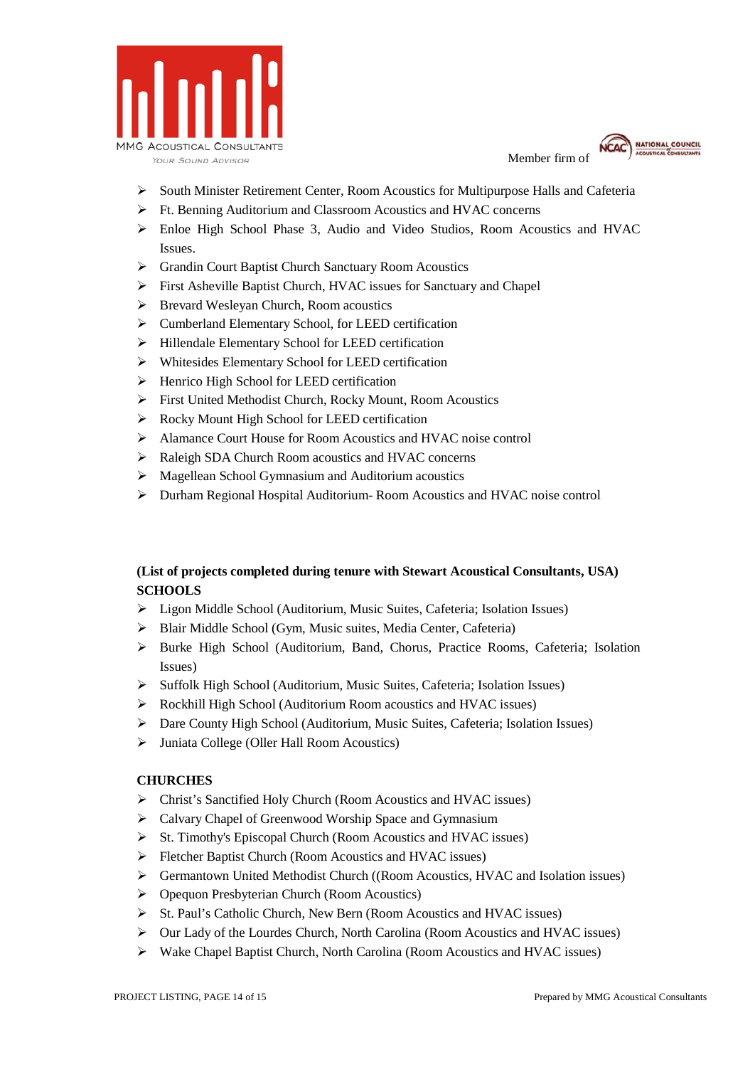- South Minister Retirement Center, Room Acoustics for Multipurpose Halls and Cafeteria
- Ft. Benning Auditorium and Classroom Acoustics and HVAC concerns
- Enloe High School Phase 3, Audio and Video Studios, Room Acoustics and HVAC Issues.
- Grandin Court Baptist Church Sanctuary Room Acoustics
- First Asheville Baptist Church, HVAC issues for Sanctuary and Chapel
- Brevard Wesleyan Church, Room acoustics
- Cumberland Elementary School, for LEED certification
- Hillendale Elementary School for LEED certification
- Whitesides Elementary School for LEED certification
- Henrico High School for LEED certification
- First United Methodist Church, Rocky Mount, Room Acoustics
- Rocky Mount High School for LEED certification
- Alamance Court House for Room Acoustics and HVAC noise control
- Raleigh SDA Church Room acoustics and HVAC concerns
- Magellean School Gymnasium and Auditorium acoustics
- Durham Regional Hospital Auditorium- Room Acoustics and HVAC noise control

**(List of projects completed during tenure with Stewart Acoustical Consultants, USA)**

**SCHOOLS**

- Ligon Middle School (Auditorium, Music Suites, Cafeteria; Isolation Issues)
- Blair Middle School (Gym, Music suites, Media Center, Cafeteria)
- Burke High School (Auditorium, Band, Chorus, Practice Rooms, Cafeteria; Isolation Issues)
- Suffolk High School (Auditorium, Music Suites, Cafeteria; Isolation Issues)
- Rockhill High School (Auditorium Room acoustics and HVAC issues)
- Dare County High School (Auditorium, Music Suites, Cafeteria; Isolation Issues)
- Juniata College (Oller Hall Room Acoustics)

**CHURCHES**

- Christ's Sanctified Holy Church (Room Acoustics and HVAC issues)
- Calvary Chapel of Greenwood Worship Space and Gymnasium
- St. Timothy's Episcopal Church (Room Acoustics and HVAC issues)
- Fletcher Baptist Church (Room Acoustics and HVAC issues)
- Germantown United Methodist Church ((Room Acoustics, HVAC and Isolation issues)
- Opequon Presbyterian Church (Room Acoustics)
- St. Paul's Catholic Church, New Bern (Room Acoustics and HVAC issues)
- Our Lady of the Lourdes Church, North Carolina (Room Acoustics and HVAC issues)
- Wake Chapel Baptist Church, North Carolina (Room Acoustics and HVAC issues)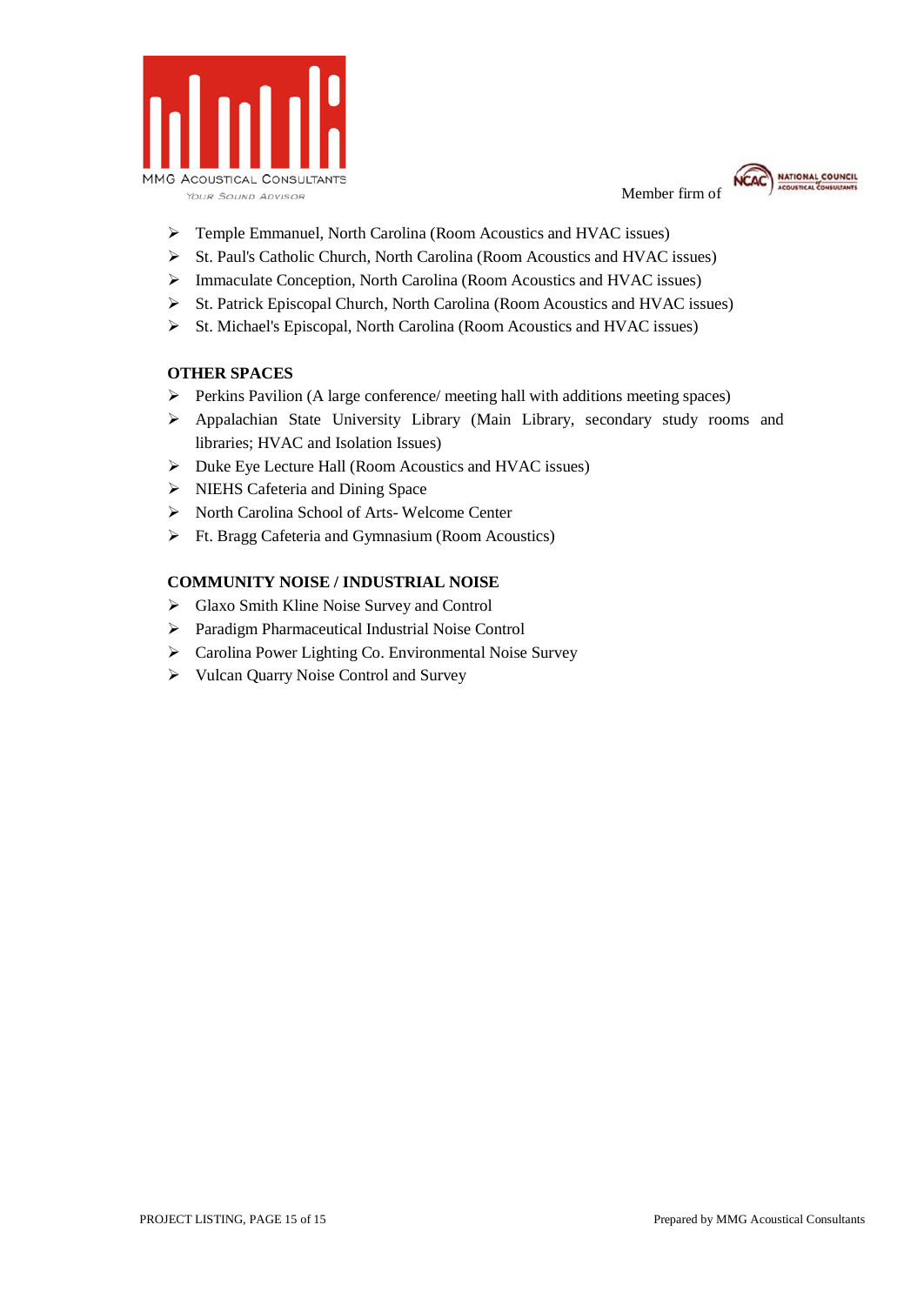- Temple Emmanuel, North Carolina (Room Acoustics and HVAC issues)
- St. Paul's Catholic Church, North Carolina (Room Acoustics and HVAC issues)
- Immaculate Conception, North Carolina (Room Acoustics and HVAC issues)
- St. Patrick Episcopal Church, North Carolina (Room Acoustics and HVAC issues)
- St. Michael's Episcopal, North Carolina (Room Acoustics and HVAC issues)

**OTHER SPACES**

- Perkins Pavilion (A large conference/ meeting hall with additions meeting spaces)
- Appalachian State University Library (Main Library, secondary study rooms and libraries; HVAC and Isolation Issues)
- Duke Eye Lecture Hall (Room Acoustics and HVAC issues)
- NIEHS Cafeteria and Dining Space
- North Carolina School of Arts- Welcome Center
- Ft. Bragg Cafeteria and Gymnasium (Room Acoustics)

**COMMUNITY NOISE / INDUSTRIAL NOISE**

- Glaxo Smith Kline Noise Survey and Control
- Paradigm Pharmaceutical Industrial Noise Control
- Carolina Power Lighting Co. Environmental Noise Survey
- Vulcan Quarry Noise Control and Survey